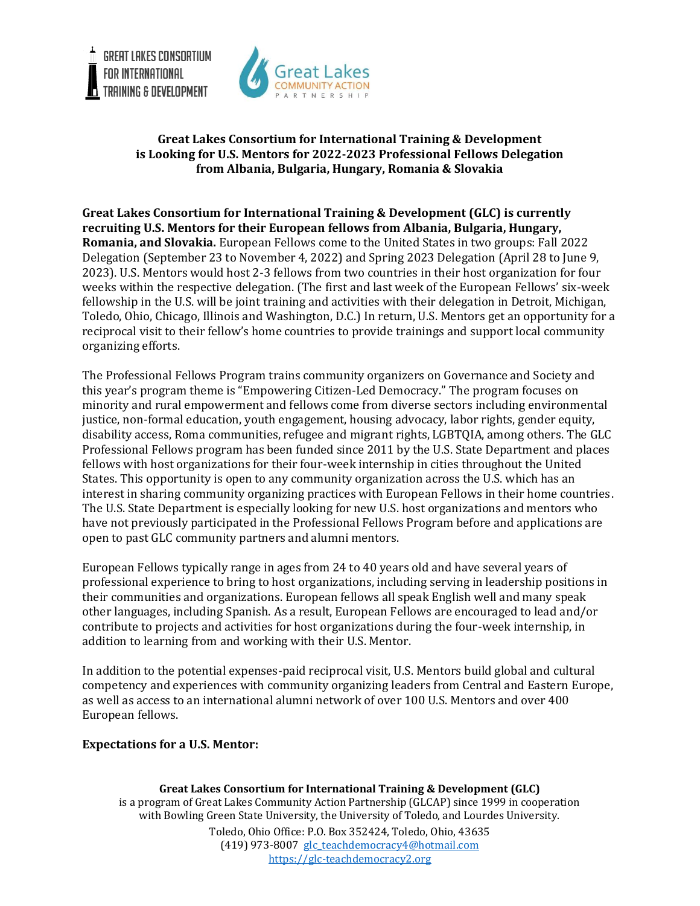GREAT LAKES CONSORTIUM FOR INTERNATIONAL TRAINING & DEVELOPMENT

Great Lakes COMMUNITY ACTION PARTNERSHIP

# Great Lakes Consortium for International Training & Development is Looking for U.S. Mentors for 2022-2023 Professional Fellows Delegation from Albania, Bulgaria, Hungary, Romania & Slovakia

**Great Lakes Consortium for International Training & Development (GLC) is currently recruiting U.S. Mentors for their European fellows from Albania, Bulgaria, Hungary, Romania, and Slovakia.** European Fellows come to the United States in two groups: Fall 2022 Delegation (September 23 to November 4, 2022) and Spring 2023 Delegation (April 28 to June 9, 2023). U.S. Mentors would host 2-3 fellows from two countries in their host organization for four weeks within the respective delegation. (The first and last week of the European Fellows' six-week fellowship in the U.S. will be joint training and activities with their delegation in Detroit, Michigan, Toledo, Ohio, Chicago, Illinois and Washington, D.C.) In return, U.S. Mentors get an opportunity for a reciprocal visit to their fellow's home countries to provide trainings and support local community organizing efforts.

The Professional Fellows Program trains community organizers on Governance and Society and this year's program theme is "Empowering Citizen-Led Democracy." The program focuses on minority and rural empowerment and fellows come from diverse sectors including environmental justice, non-formal education, youth engagement, housing advocacy, labor rights, gender equity, disability access, Roma communities, refugee and migrant rights, LGBTQIA, among others. The GLC Professional Fellows program has been funded since 2011 by the U.S. State Department and places fellows with host organizations for their four-week internship in cities throughout the United States. This opportunity is open to any community organization across the U.S. which has an interest in sharing community organizing practices with European Fellows in their home countries. The U.S. State Department is especially looking for new U.S. host organizations and mentors who have not previously participated in the Professional Fellows Program before and applications are open to past GLC community partners and alumni mentors.

European Fellows typically range in ages from 24 to 40 years old and have several years of professional experience to bring to host organizations, including serving in leadership positions in their communities and organizations. European fellows all speak English well and many speak other languages, including Spanish. As a result, European Fellows are encouraged to lead and/or contribute to projects and activities for host organizations during the four-week internship, in addition to learning from and working with their U.S. Mentor.

In addition to the potential expenses-paid reciprocal visit, U.S. Mentors build global and cultural competency and experiences with community organizing leaders from Central and Eastern Europe, as well as access to an international alumni network of over 100 U.S. Mentors and over 400 European fellows.

**Expectations for a U.S. Mentor:**

**Great Lakes Consortium for International Training & Development (GLC)**
is a program of Great Lakes Community Action Partnership (GLCAP) since 1999 in cooperation with Bowling Green State University, the University of Toledo, and Lourdes University.
Toledo, Ohio Office: P.O. Box 352424, Toledo, Ohio, 43635
(419) 973-8007 glc_teachdemocracy4@hotmail.com
https://glc-teachdemocracy2.org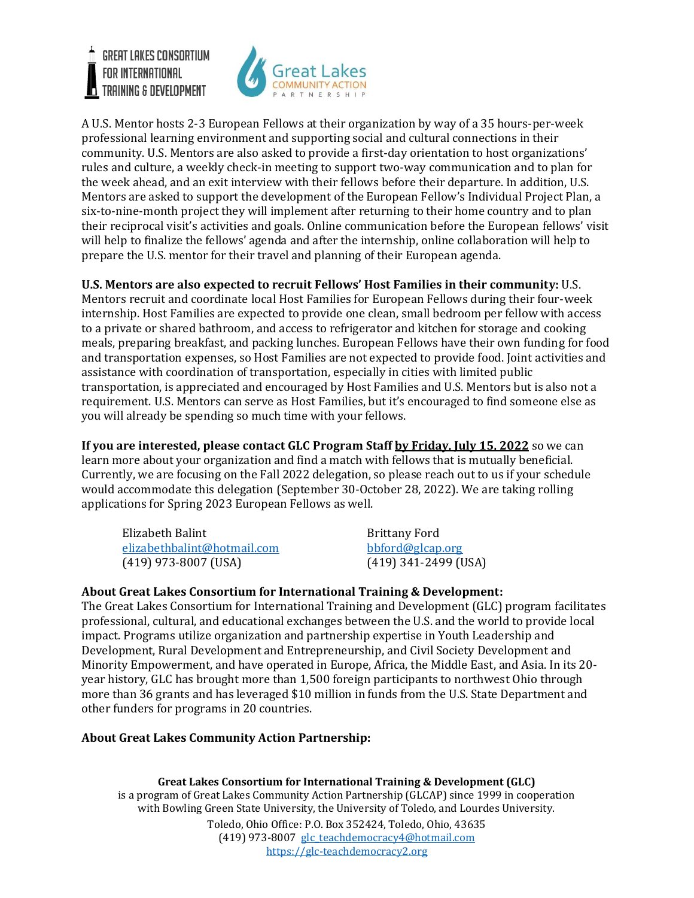A U.S. Mentor hosts 2-3 European Fellows at their organization by way of a 35 hours-per-week professional learning environment and supporting social and cultural connections in their community. U.S. Mentors are also asked to provide a first-day orientation to host organizations' rules and culture, a weekly check-in meeting to support two-way communication and to plan for the week ahead, and an exit interview with their fellows before their departure. In addition, U.S. Mentors are asked to support the development of the European Fellow's Individual Project Plan, a six-to-nine-month project they will implement after returning to their home country and to plan their reciprocal visit's activities and goals. Online communication before the European fellows' visit will help to finalize the fellows' agenda and after the internship, online collaboration will help to prepare the U.S. mentor for their travel and planning of their European agenda.

**U.S. Mentors are also expected to recruit Fellows' Host Families in their community:** U.S. Mentors recruit and coordinate local Host Families for European Fellows during their four-week internship. Host Families are expected to provide one clean, small bedroom per fellow with access to a private or shared bathroom, and access to refrigerator and kitchen for storage and cooking meals, preparing breakfast, and packing lunches. European Fellows have their own funding for food and transportation expenses, so Host Families are not expected to provide food. Joint activities and assistance with coordination of transportation, especially in cities with limited public transportation, is appreciated and encouraged by Host Families and U.S. Mentors but is also not a requirement. U.S. Mentors can serve as Host Families, but it's encouraged to find someone else as you will already be spending so much time with your fellows.

**If you are interested, please contact GLC Program Staff <u>by Friday, July 15, 2022</u>** so we can learn more about your organization and find a match with fellows that is mutually beneficial. Currently, we are focusing on the Fall 2022 delegation, so please reach out to us if your schedule would accommodate this delegation (September 30-October 28, 2022). We are taking rolling applications for Spring 2023 European Fellows as well.

Elizabeth Balint
elizabethbalint@hotmail.com
(419) 973-8007 (USA)

Brittany Ford
bbford@glcap.org
(419) 341-2499 (USA)

**About Great Lakes Consortium for International Training & Development:**
The Great Lakes Consortium for International Training and Development (GLC) program facilitates professional, cultural, and educational exchanges between the U.S. and the world to provide local impact. Programs utilize organization and partnership expertise in Youth Leadership and Development, Rural Development and Entrepreneurship, and Civil Society Development and Minority Empowerment, and have operated in Europe, Africa, the Middle East, and Asia. In its 20-year history, GLC has brought more than 1,500 foreign participants to northwest Ohio through more than 36 grants and has leveraged $10 million in funds from the U.S. State Department and other funders for programs in 20 countries.

**About Great Lakes Community Action Partnership:**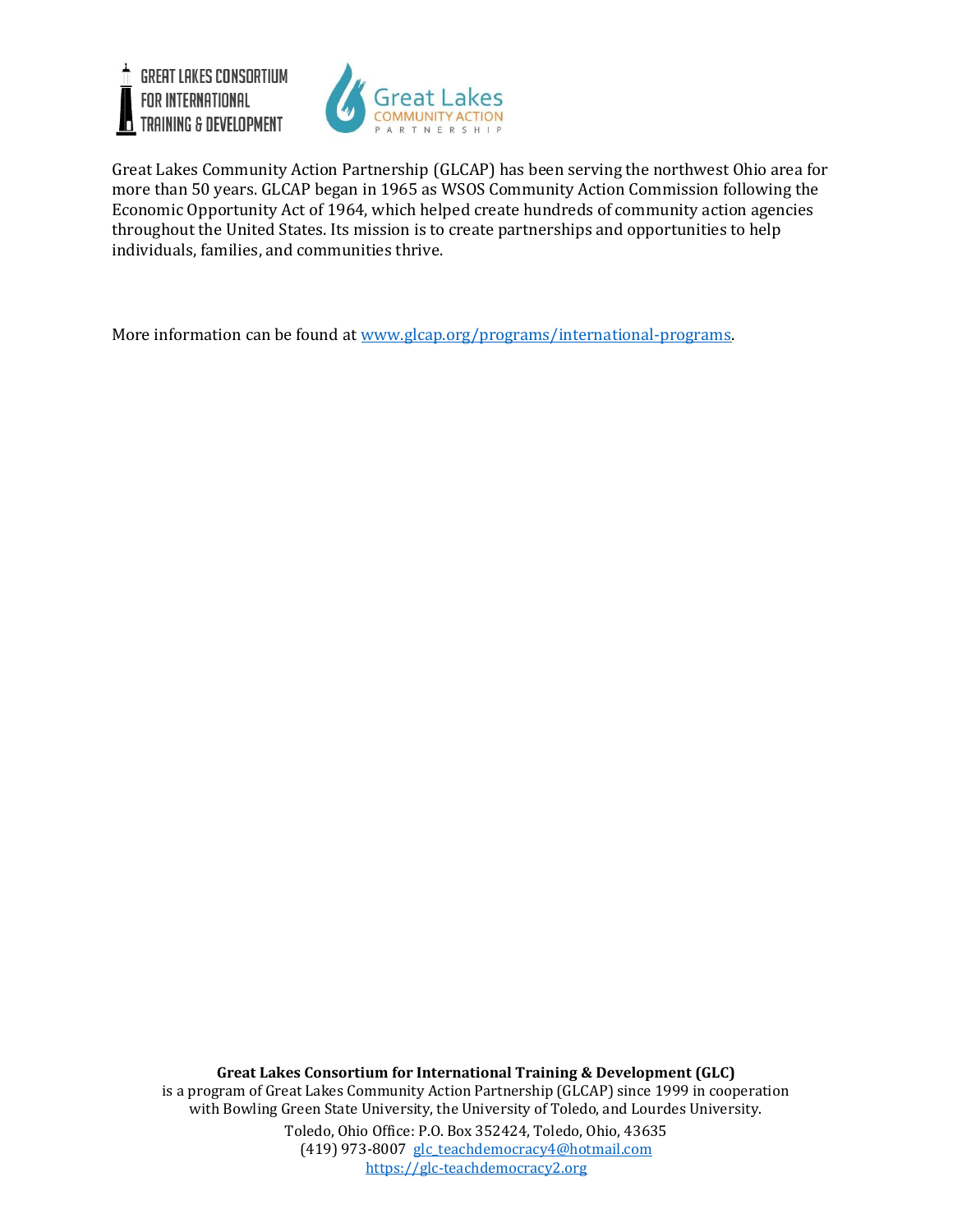Great Lakes Community Action Partnership (GLCAP) has been serving the northwest Ohio area for more than 50 years. GLCAP began in 1965 as WSOS Community Action Commission following the Economic Opportunity Act of 1964, which helped create hundreds of community action agencies throughout the United States. Its mission is to create partnerships and opportunities to help individuals, families, and communities thrive.

More information can be found at [www.glcap.org/programs/international-programs](www.glcap.org/programs/international-programs).